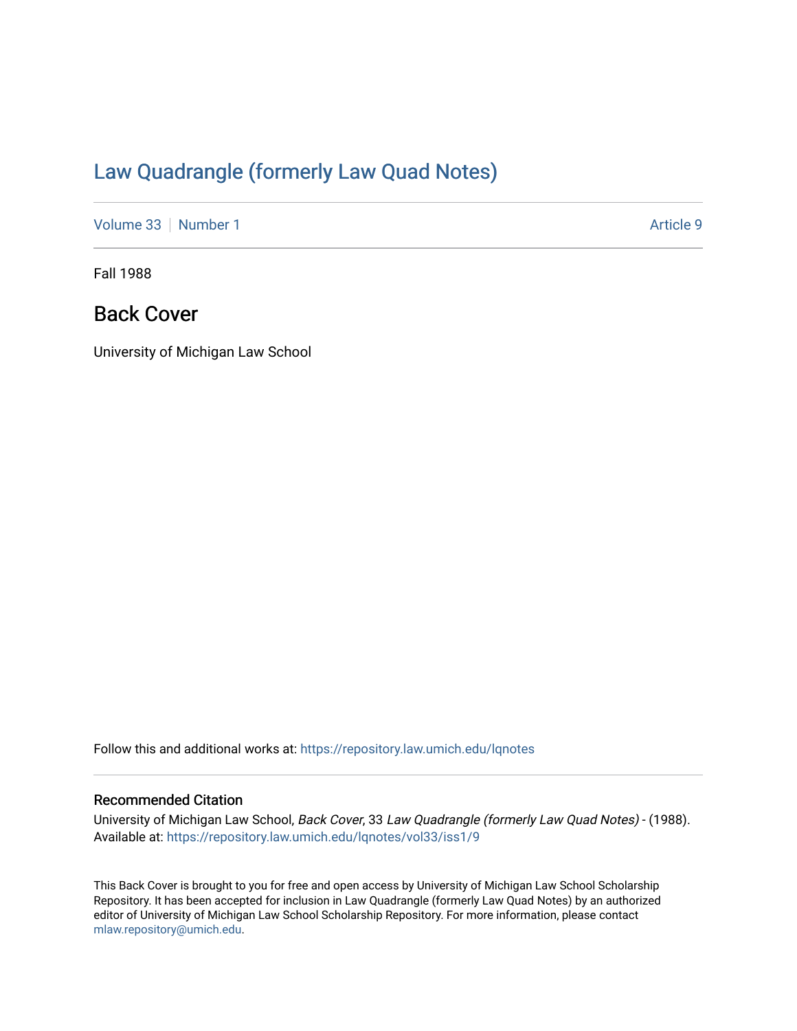# Law Quadrangle (formerly Law Quad Notes)

Volume 33 | Number 1 Article 9

Fall 1988

## Back Cover

University of Michigan Law School

Follow this and additional works at: https://repository.law.umich.edu/lqnotes

### Recommended Citation

University of Michigan Law School, *Back Cover*, 33 *Law Quadrangle (formerly Law Quad Notes)* - (1988). Available at: https://repository.law.umich.edu/lqnotes/vol33/iss1/9

This Back Cover is brought to you for free and open access by University of Michigan Law School Scholarship Repository. It has been accepted for inclusion in Law Quadrangle (formerly Law Quad Notes) by an authorized editor of University of Michigan Law School Scholarship Repository. For more information, please contact mlaw.repository@umich.edu.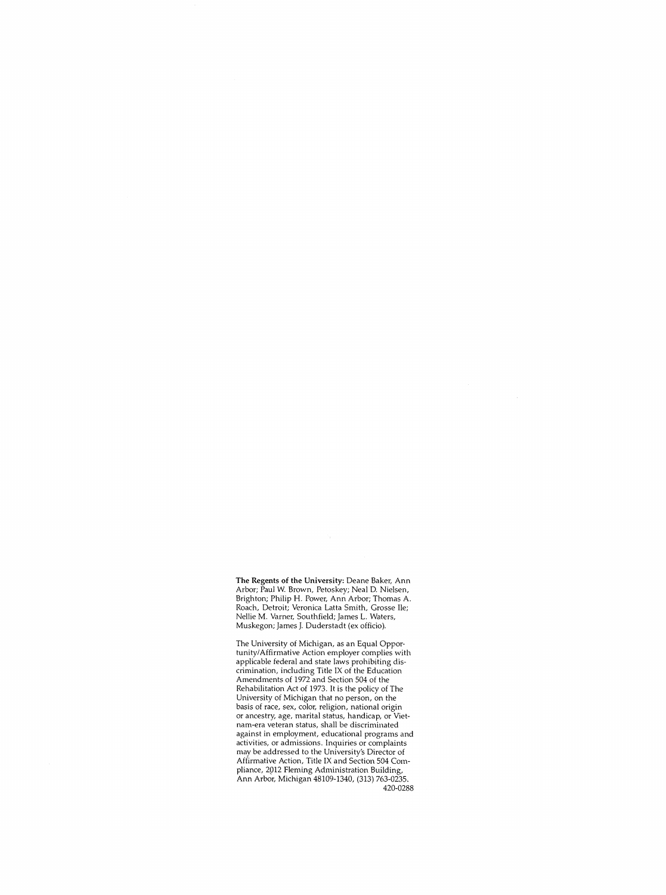**The Regents of the University:** Deane Baker, Ann Arbor; Paul W. Brown, Petoskey; Neal D. Nielsen, Brighton; Philip H. Power, Ann Arbor; Thomas A. Roach, Detroit; Veronica Latta Smith, Grosse Ile; Nellie M. Varner, Southfield; James L. Waters, Muskegon; James J. Duderstadt (ex officio).

The University of Michigan, as an Equal Opportunity/Affirmative Action employer complies with applicable federal and state laws prohibiting discrimination, including Title IX of the Education Amendments of 1972 and Section 504 of the Rehabilitation Act of 1973. It is the policy of The University of Michigan that no person, on the basis of race, sex, color, religion, national origin or ancestry, age, marital status, handicap, or Vietnam-era veteran status, shall be discriminated against in employment, educational programs and activities, or admissions. Inquiries or complaints may be addressed to the University's Director of Affirmative Action, Title IX and Section 504 Compliance, 2012 Fleming Administration Building, Ann Arbor, Michigan 48109-1340, (313) 763-0235.

420-0288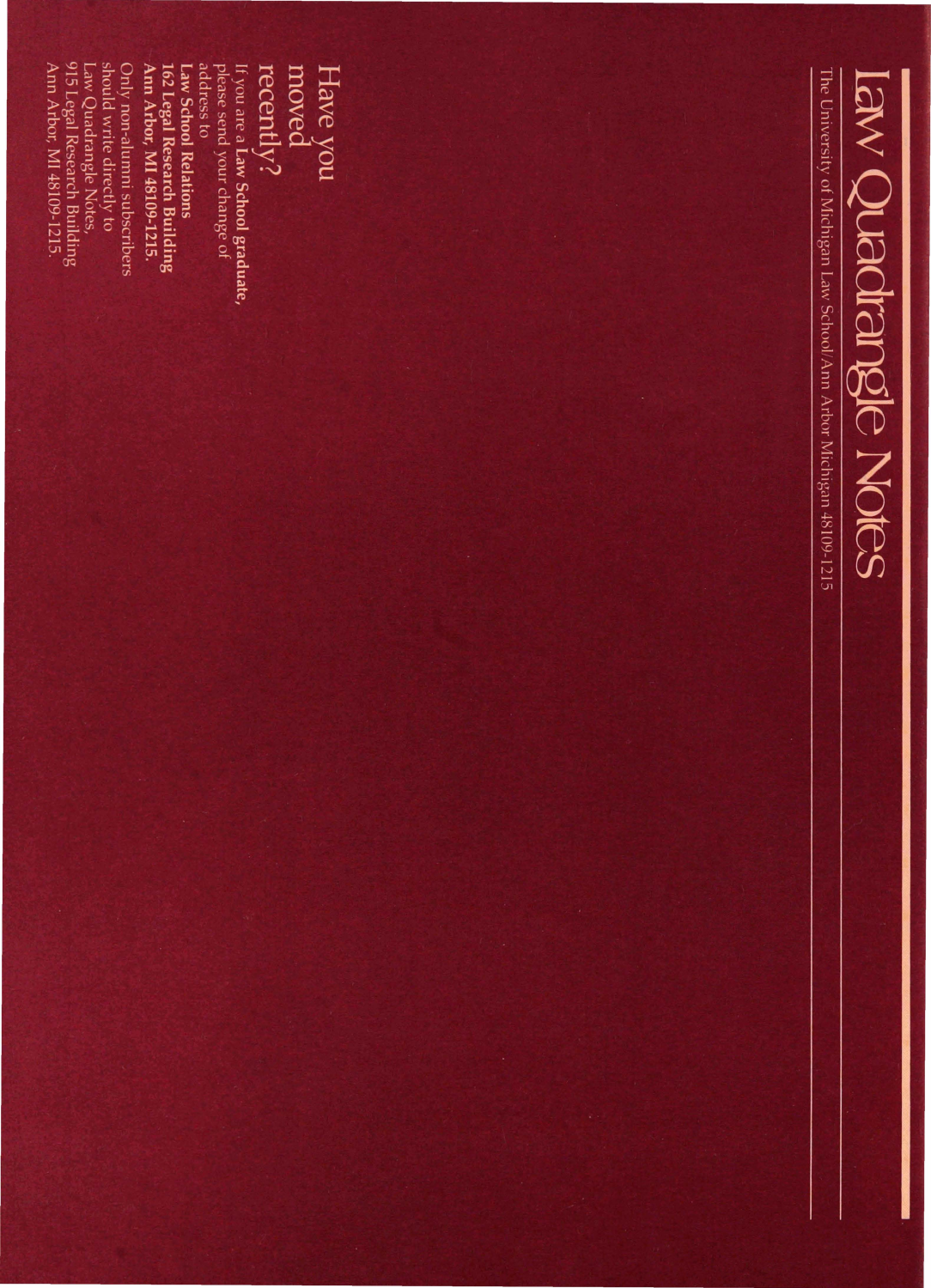# Law Quadrangle Notes

The University of Michigan Law School/Ann Arbor Michigan 48109-1215

## Have you moved recently?

If you are a **Law School graduate,** please send your change of address to
**Law School Relations**
**162 Legal Research Building**
**Ann Arbor, MI 48109-1215.**

Only non-alumni subscribers should write directly to
Law Quadrangle Notes,
915 Legal Research Building
Ann Arbor, MI 48109-1215.